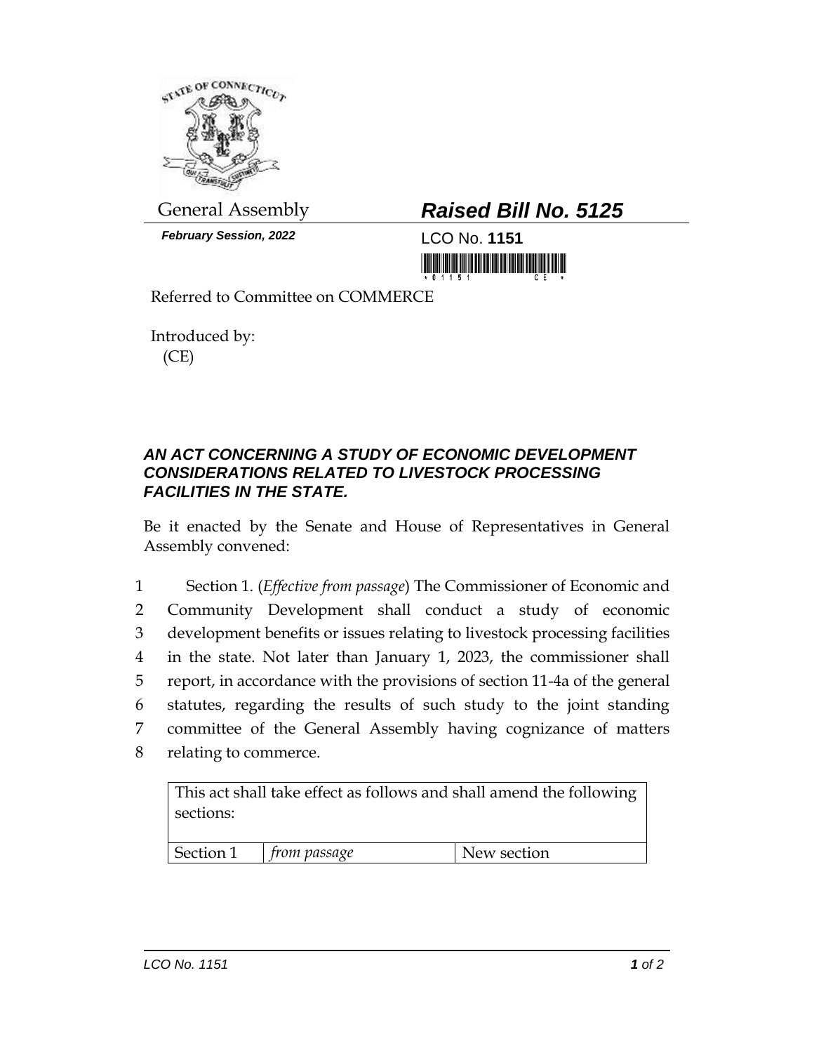General Assembly

***February Session, 2022***

# ***Raised Bill No. 5125***

LCO No. **1151**

Referred to Committee on COMMERCE

Introduced by:
(CE)

## ***AN ACT CONCERNING A STUDY OF ECONOMIC DEVELOPMENT CONSIDERATIONS RELATED TO LIVESTOCK PROCESSING FACILITIES IN THE STATE.***

Be it enacted by the Senate and House of Representatives in General Assembly convened:

1 Section 1. (*Effective from passage*) The Commissioner of Economic and
2 Community Development shall conduct a study of economic
3 development benefits or issues relating to livestock processing facilities
4 in the state. Not later than January 1, 2023, the commissioner shall
5 report, in accordance with the provisions of section 11-4a of the general
6 statutes, regarding the results of such study to the joint standing
7 committee of the General Assembly having cognizance of matters
8 relating to commerce.

| This act shall take effect as follows and shall amend the following sections: | | |
|---|---|---|
| Section 1 | *from passage* | New section |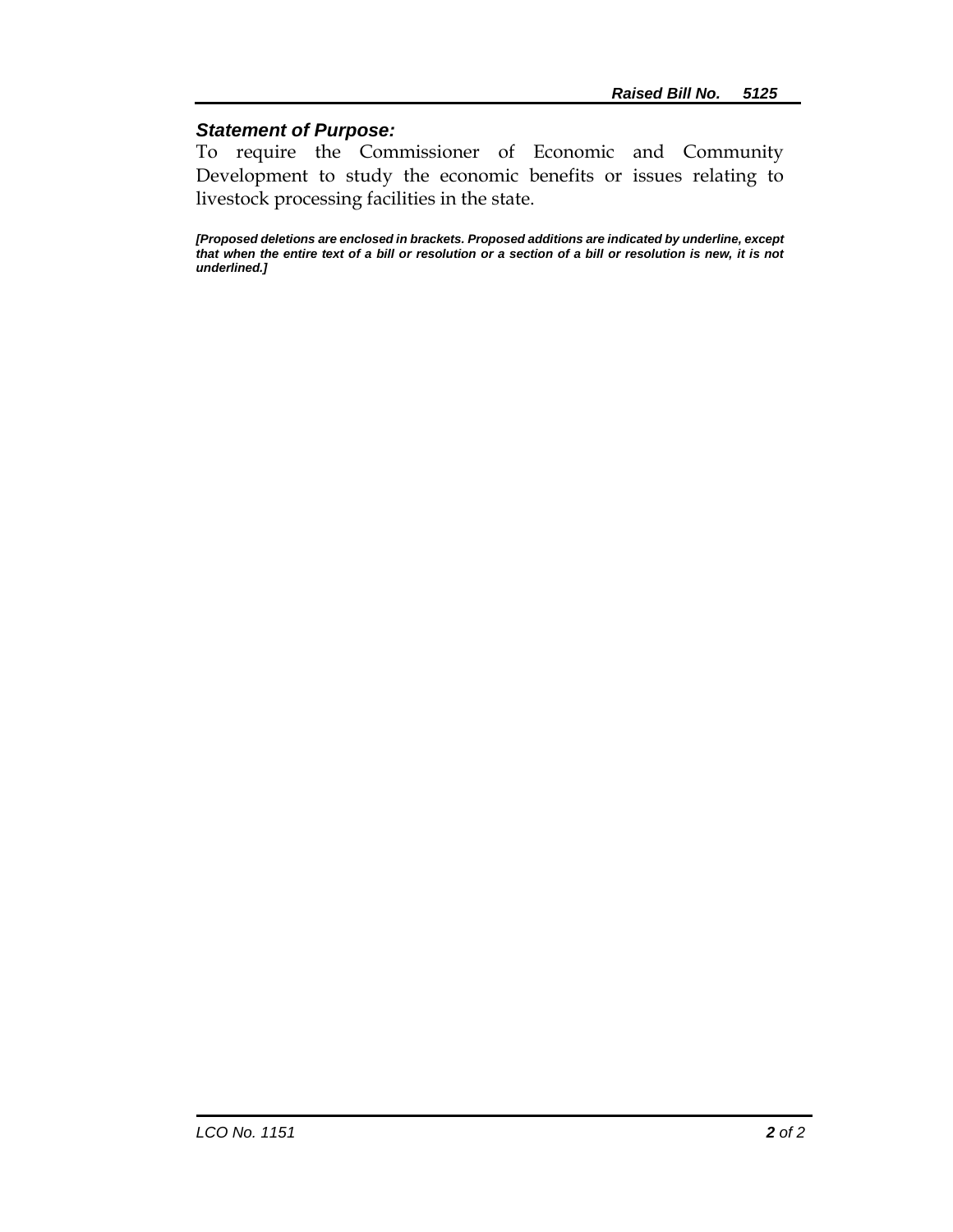***Statement of Purpose:***

To require the Commissioner of Economic and Community Development to study the economic benefits or issues relating to livestock processing facilities in the state.

***[Proposed deletions are enclosed in brackets. Proposed additions are indicated by underline, except that when the entire text of a bill or resolution or a section of a bill or resolution is new, it is not underlined.]***